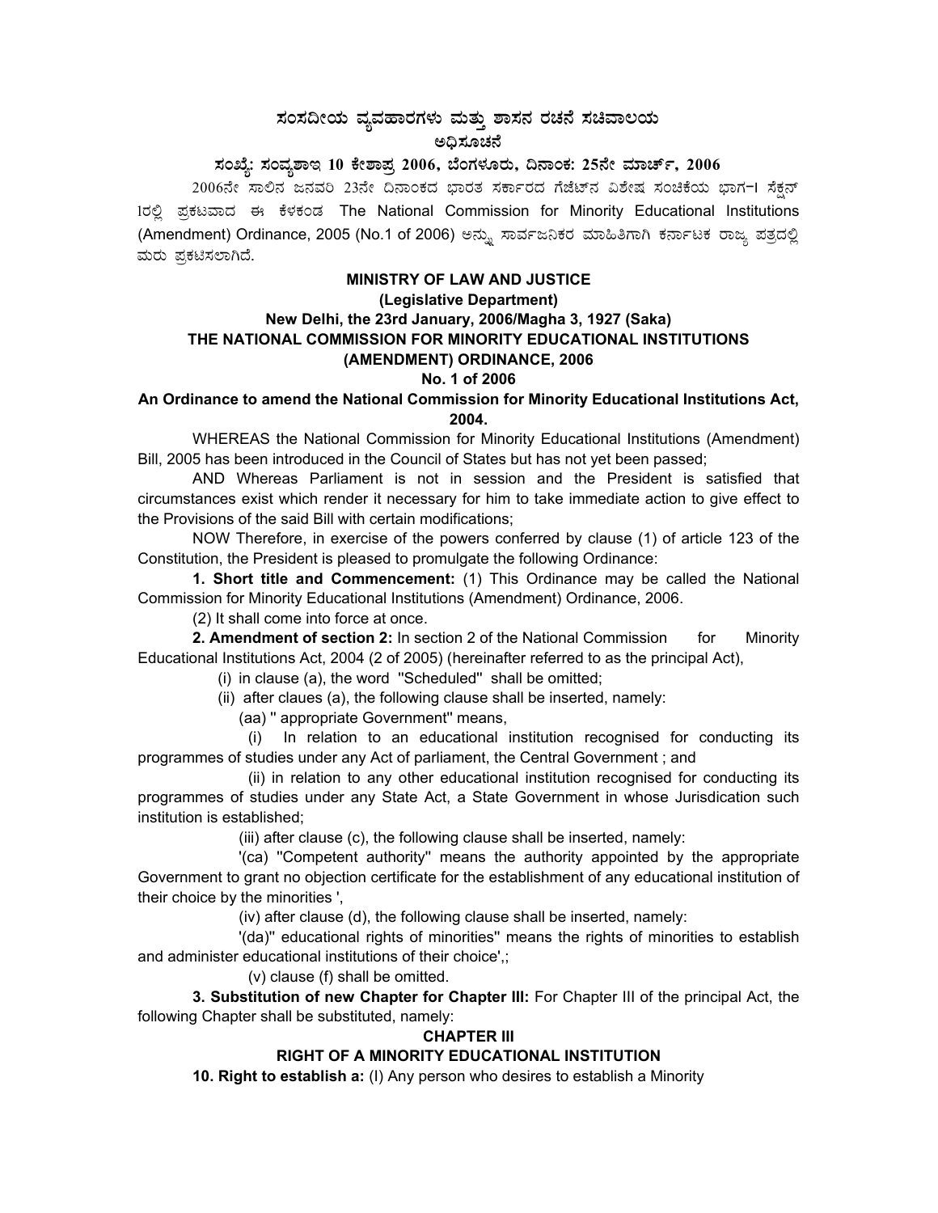# ಸಂಸದೀಯ ವ್ಯವಹಾರಗಳು ಮತ್ತು ಶಾಸನ ರಚನೆ ಸಚಿವಾಲಯ

## ಅಧಿಸೂಚನೆ

### ಸಂಖ್ಯೆ: ಸಂವ್ಯಶಾಇ 10 ಕೇಶಾಪ್ರ 2006, ಬೆಂಗಳೂರು, ದಿನಾಂಕ: 25ನೇ ಮಾರ್ಚ್, 2006

2006ನೇ ಸಾಲಿನ ಜನವರಿ 23ನೇ ದಿನಾಂಕದ ಭಾರತ ಸರ್ಕಾರದ ಗೆಜೆಟ್‌ನ ವಿಶೇಷ ಸಂಚಿಕೆಯ ಭಾಗ-I ಸೆಕ್ಷನ್ Iರಲ್ಲಿ ಪ್ರಕಟವಾದ ಈ ಕೆಳಕಂಡ The National Commission for Minority Educational Institutions (Amendment) Ordinance, 2005 (No.1 of 2006) ಅನ್ನು ಸಾರ್ವಜನಿಕರ ಮಾಹಿತಿಗಾಗಿ ಕರ್ನಾಟಕ ರಾಜ್ಯ ಪತ್ರದಲ್ಲಿ ಮರು ಪ್ರಕಟಿಸಲಾಗಿದೆ.

**MINISTRY OF LAW AND JUSTICE**

**(Legislative Department)**

**New Delhi, the 23rd January, 2006/Magha 3, 1927 (Saka)**

**THE NATIONAL COMMISSION FOR MINORITY EDUCATIONAL INSTITUTIONS (AMENDMENT) ORDINANCE, 2006**

**No. 1 of 2006**

**An Ordinance to amend the National Commission for Minority Educational Institutions Act, 2004.**

WHEREAS the National Commission for Minority Educational Institutions (Amendment) Bill, 2005 has been introduced in the Council of States but has not yet been passed;

AND Whereas Parliament is not in session and the President is satisfied that circumstances exist which render it necessary for him to take immediate action to give effect to the Provisions of the said Bill with certain modifications;

NOW Therefore, in exercise of the powers conferred by clause (1) of article 123 of the Constitution, the President is pleased to promulgate the following Ordinance:

**1. Short title and Commencement:** (1) This Ordinance may be called the National Commission for Minority Educational Institutions (Amendment) Ordinance, 2006.

(2) It shall come into force at once.

**2. Amendment of section 2:** In section 2 of the National Commission for Minority Educational Institutions Act, 2004 (2 of 2005) (hereinafter referred to as the principal Act),

(i) in clause (a), the word "Scheduled" shall be omitted;

(ii) after claues (a), the following clause shall be inserted, namely:

(aa) " appropriate Government" means,

(i) In relation to an educational institution recognised for conducting its programmes of studies under any Act of parliament, the Central Government ; and

(ii) in relation to any other educational institution recognised for conducting its programmes of studies under any State Act, a State Government in whose Jurisdication such institution is established;

(iii) after clause (c), the following clause shall be inserted, namely:

'(ca) "Competent authority" means the authority appointed by the appropriate Government to grant no objection certificate for the establishment of any educational institution of their choice by the minorities ',

(iv) after clause (d), the following clause shall be inserted, namely:

'(da)" educational rights of minorities" means the rights of minorities to establish and administer educational institutions of their choice',;

(v) clause (f) shall be omitted.

**3. Substitution of new Chapter for Chapter III:** For Chapter III of the principal Act, the following Chapter shall be substituted, namely:

**CHAPTER III**

**RIGHT OF A MINORITY EDUCATIONAL INSTITUTION**

**10. Right to establish a:** (I) Any person who desires to establish a Minority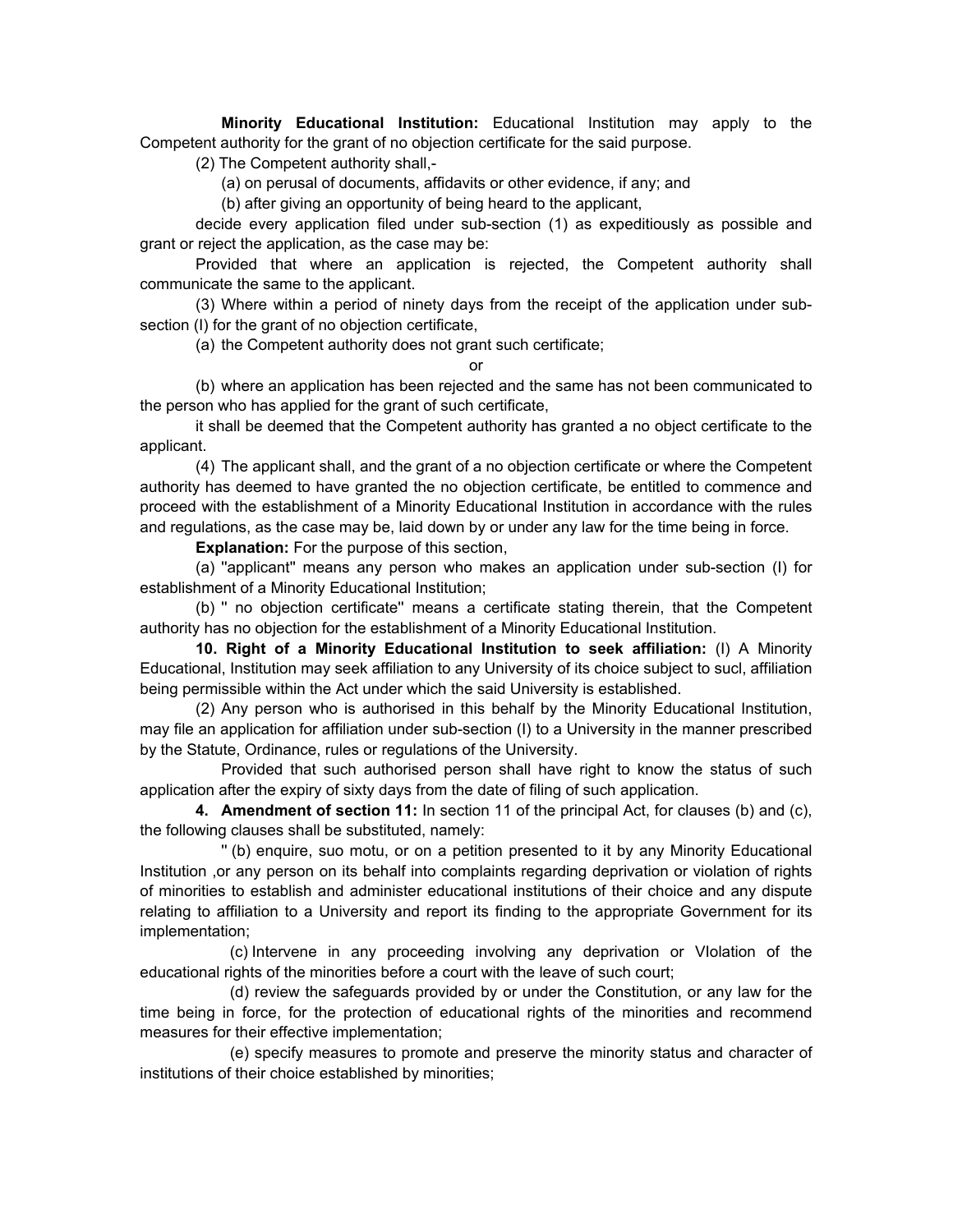**Minority Educational Institution:** Educational Institution may apply to the Competent authority for the grant of no objection certificate for the said purpose.

(2) The Competent authority shall,-

(a) on perusal of documents, affidavits or other evidence, if any; and

(b) after giving an opportunity of being heard to the applicant,

decide every application filed under sub-section (1) as expeditiously as possible and grant or reject the application, as the case may be:

Provided that where an application is rejected, the Competent authority shall communicate the same to the applicant.

(3) Where within a period of ninety days from the receipt of the application under sub-section (I) for the grant of no objection certificate,

(a) the Competent authority does not grant such certificate;

or

(b) where an application has been rejected and the same has not been communicated to the person who has applied for the grant of such certificate,

it shall be deemed that the Competent authority has granted a no object certificate to the applicant.

(4) The applicant shall, and the grant of a no objection certificate or where the Competent authority has deemed to have granted the no objection certificate, be entitled to commence and proceed with the establishment of a Minority Educational Institution in accordance with the rules and regulations, as the case may be, laid down by or under any law for the time being in force.

**Explanation:** For the purpose of this section,

(a) "applicant" means any person who makes an application under sub-section (I) for establishment of a Minority Educational Institution;

(b) " no objection certificate" means a certificate stating therein, that the Competent authority has no objection for the establishment of a Minority Educational Institution.

**10. Right of a Minority Educational Institution to seek affiliation:** (I) A Minority Educational, Institution may seek affiliation to any University of its choice subject to sucl, affiliation being permissible within the Act under which the said University is established.

(2) Any person who is authorised in this behalf by the Minority Educational Institution, may file an application for affiliation under sub-section (I) to a University in the manner prescribed by the Statute, Ordinance, rules or regulations of the University.

Provided that such authorised person shall have right to know the status of such application after the expiry of sixty days from the date of filing of such application.

**4. Amendment of section 11:** In section 11 of the principal Act, for clauses (b) and (c), the following clauses shall be substituted, namely:

" (b) enquire, suo motu, or on a petition presented to it by any Minority Educational Institution ,or any person on its behalf into complaints regarding deprivation or violation of rights of minorities to establish and administer educational institutions of their choice and any dispute relating to affiliation to a University and report its finding to the appropriate Government for its implementation;

(c) Intervene in any proceeding involving any deprivation or VIolation of the educational rights of the minorities before a court with the leave of such court;

(d) review the safeguards provided by or under the Constitution, or any law for the time being in force, for the protection of educational rights of the minorities and recommend measures for their effective implementation;

(e) specify measures to promote and preserve the minority status and character of institutions of their choice established by minorities;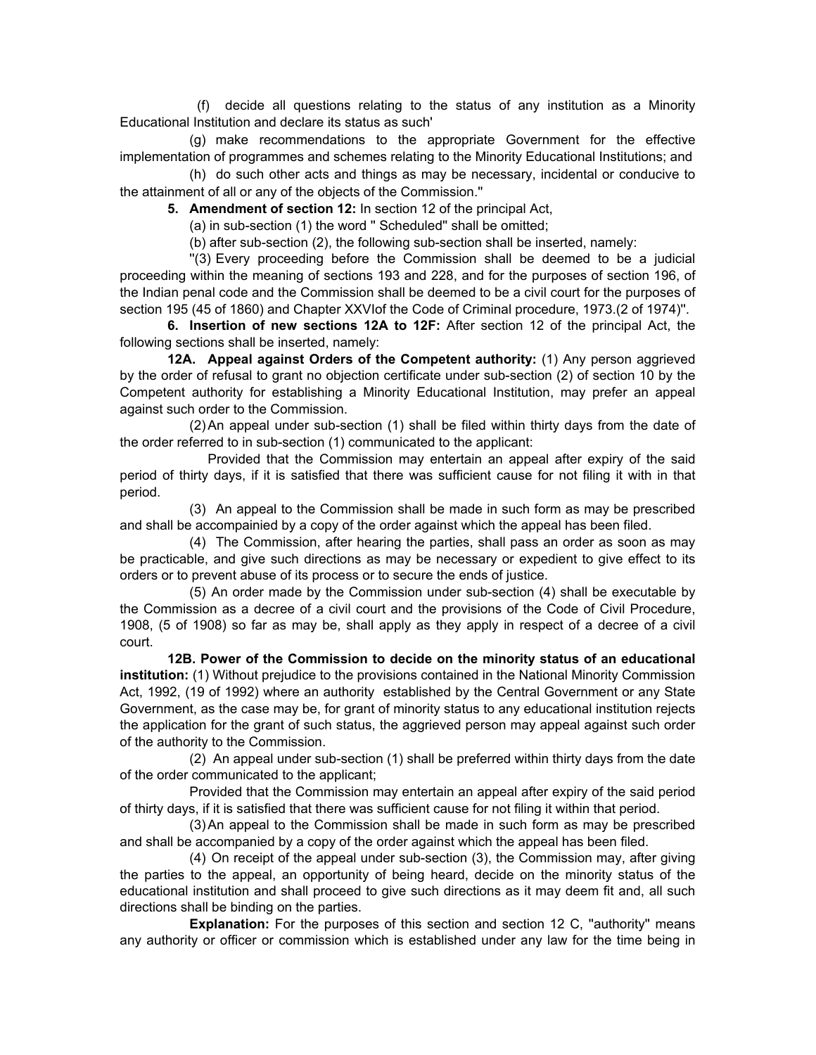(f) decide all questions relating to the status of any institution as a Minority Educational Institution and declare its status as such'

(g) make recommendations to the appropriate Government for the effective implementation of programmes and schemes relating to the Minority Educational Institutions; and

(h) do such other acts and things as may be necessary, incidental or conducive to the attainment of all or any of the objects of the Commission."

**5. Amendment of section 12:** In section 12 of the principal Act,

(a) in sub-section (1) the word " Scheduled" shall be omitted;

(b) after sub-section (2), the following sub-section shall be inserted, namely:

"(3) Every proceeding before the Commission shall be deemed to be a judicial proceeding within the meaning of sections 193 and 228, and for the purposes of section 196, of the Indian penal code and the Commission shall be deemed to be a civil court for the purposes of section 195 (45 of 1860) and Chapter XXVIof the Code of Criminal procedure, 1973.(2 of 1974)".

**6. Insertion of new sections 12A to 12F:** After section 12 of the principal Act, the following sections shall be inserted, namely:

**12A. Appeal against Orders of the Competent authority:** (1) Any person aggrieved by the order of refusal to grant no objection certificate under sub-section (2) of section 10 by the Competent authority for establishing a Minority Educational Institution, may prefer an appeal against such order to the Commission.

(2) An appeal under sub-section (1) shall be filed within thirty days from the date of the order referred to in sub-section (1) communicated to the applicant:

Provided that the Commission may entertain an appeal after expiry of the said period of thirty days, if it is satisfied that there was sufficient cause for not filing it with in that period.

(3) An appeal to the Commission shall be made in such form as may be prescribed and shall be accompainied by a copy of the order against which the appeal has been filed.

(4) The Commission, after hearing the parties, shall pass an order as soon as may be practicable, and give such directions as may be necessary or expedient to give effect to its orders or to prevent abuse of its process or to secure the ends of justice.

(5) An order made by the Commission under sub-section (4) shall be executable by the Commission as a decree of a civil court and the provisions of the Code of Civil Procedure, 1908, (5 of 1908) so far as may be, shall apply as they apply in respect of a decree of a civil court.

**12B. Power of the Commission to decide on the minority status of an educational institution:** (1) Without prejudice to the provisions contained in the National Minority Commission Act, 1992, (19 of 1992) where an authority established by the Central Government or any State Government, as the case may be, for grant of minority status to any educational institution rejects the application for the grant of such status, the aggrieved person may appeal against such order of the authority to the Commission.

(2) An appeal under sub-section (1) shall be preferred within thirty days from the date of the order communicated to the applicant;

Provided that the Commission may entertain an appeal after expiry of the said period of thirty days, if it is satisfied that there was sufficient cause for not filing it within that period.

(3) An appeal to the Commission shall be made in such form as may be prescribed and shall be accompanied by a copy of the order against which the appeal has been filed.

(4) On receipt of the appeal under sub-section (3), the Commission may, after giving the parties to the appeal, an opportunity of being heard, decide on the minority status of the educational institution and shall proceed to give such directions as it may deem fit and, all such directions shall be binding on the parties.

**Explanation:** For the purposes of this section and section 12 C, "authority" means any authority or officer or commission which is established under any law for the time being in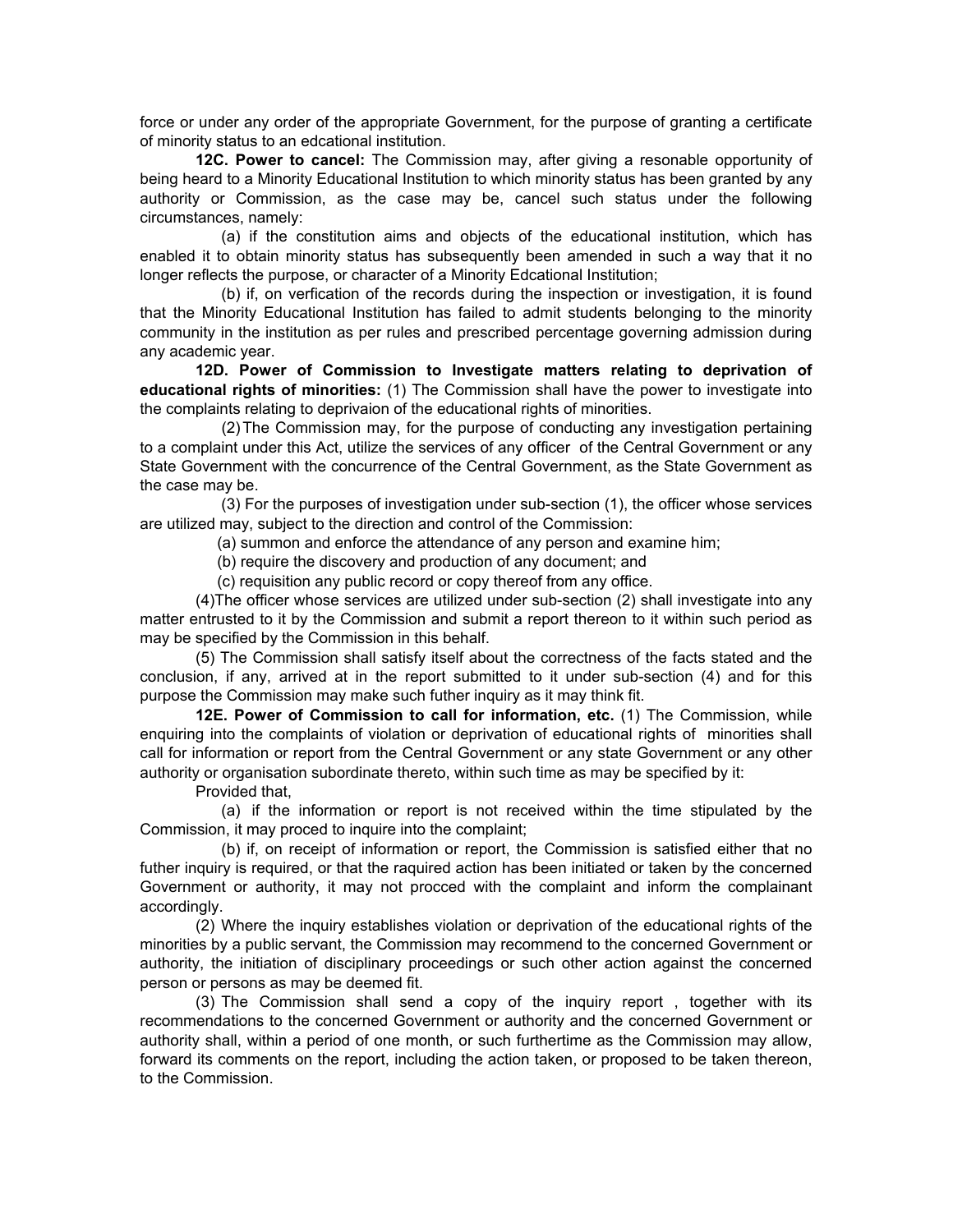force or under any order of the appropriate Government, for the purpose of granting a certificate of minority status to an edcational institution.

**12C. Power to cancel:** The Commission may, after giving a resonable opportunity of being heard to a Minority Educational Institution to which minority status has been granted by any authority or Commission, as the case may be, cancel such status under the following circumstances, namely:

(a) if the constitution aims and objects of the educational institution, which has enabled it to obtain minority status has subsequently been amended in such a way that it no longer reflects the purpose, or character of a Minority Edcational Institution;

(b) if, on verfication of the records during the inspection or investigation, it is found that the Minority Educational Institution has failed to admit students belonging to the minority community in the institution as per rules and prescribed percentage governing admission during any academic year.

**12D. Power of Commission to Investigate matters relating to deprivation of educational rights of minorities:** (1) The Commission shall have the power to investigate into the complaints relating to deprivaion of the educational rights of minorities.

(2) The Commission may, for the purpose of conducting any investigation pertaining to a complaint under this Act, utilize the services of any officer of the Central Government or any State Government with the concurrence of the Central Government, as the State Government as the case may be.

(3) For the purposes of investigation under sub-section (1), the officer whose services are utilized may, subject to the direction and control of the Commission:

(a) summon and enforce the attendance of any person and examine him;

(b) require the discovery and production of any document; and

(c) requisition any public record or copy thereof from any office.

(4)The officer whose services are utilized under sub-section (2) shall investigate into any matter entrusted to it by the Commission and submit a report thereon to it within such period as may be specified by the Commission in this behalf.

(5) The Commission shall satisfy itself about the correctness of the facts stated and the conclusion, if any, arrived at in the report submitted to it under sub-section (4) and for this purpose the Commission may make such futher inquiry as it may think fit.

**12E. Power of Commission to call for information, etc.** (1) The Commission, while enquiring into the complaints of violation or deprivation of educational rights of minorities shall call for information or report from the Central Government or any state Government or any other authority or organisation subordinate thereto, within such time as may be specified by it:

Provided that,

(a) if the information or report is not received within the time stipulated by the Commission, it may proced to inquire into the complaint;

(b) if, on receipt of information or report, the Commission is satisfied either that no futher inquiry is required, or that the raquired action has been initiated or taken by the concerned Government or authority, it may not procced with the complaint and inform the complainant accordingly.

(2) Where the inquiry establishes violation or deprivation of the educational rights of the minorities by a public servant, the Commission may recommend to the concerned Government or authority, the initiation of disciplinary proceedings or such other action against the concerned person or persons as may be deemed fit.

(3) The Commission shall send a copy of the inquiry report , together with its recommendations to the concerned Government or authority and the concerned Government or authority shall, within a period of one month, or such furthertime as the Commission may allow, forward its comments on the report, including the action taken, or proposed to be taken thereon, to the Commission.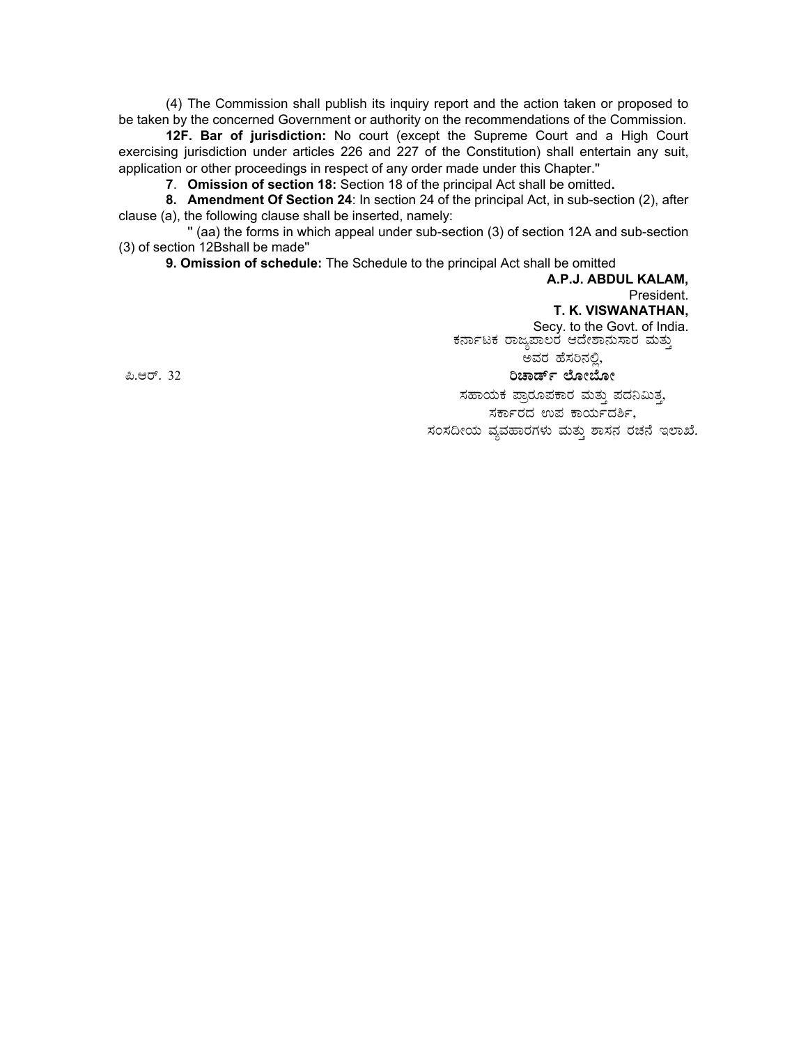(4) The Commission shall publish its inquiry report and the action taken or proposed to be taken by the concerned Government or authority on the recommendations of the Commission.

**12F. Bar of jurisdiction:** No court (except the Supreme Court and a High Court exercising jurisdiction under articles 226 and 227 of the Constitution) shall entertain any suit, application or other proceedings in respect of any order made under this Chapter."

**7**. **Omission of section 18:** Section 18 of the principal Act shall be omitted**.**

**8. Amendment Of Section 24**: In section 24 of the principal Act, in sub-section (2), after clause (a), the following clause shall be inserted, namely:

" (aa) the forms in which appeal under sub-section (3) of section 12A and sub-section (3) of section 12Bshall be made"

**9. Omission of schedule:** The Schedule to the principal Act shall be omitted

**A.P.J. ABDUL KALAM,**
President.

**T. K. VISWANATHAN,**
Secy. to the Govt. of India.

ಕರ್ನಾಟಕ ರಾಜ್ಯಪಾಲರ ಆದೇಶಾನುಸಾರ ಮತ್ತು
ಅವರ ಹೆಸರಿನಲ್ಲಿ,

ಪಿ.ಆರ್. 32

**ರಿಚಾರ್ಡ್ ಲೋಬೋ**
ಸಹಾಯಕ ಪ್ರಾರೂಪಕಾರ ಮತ್ತು ಪದನಿಮಿತ್ತ,
ಸರ್ಕಾರದ ಉಪ ಕಾರ್ಯದರ್ಶಿ,
ಸಂಸದೀಯ ವ್ಯವಹಾರಗಳು ಮತ್ತು ಶಾಸನ ರಚನೆ ಇಲಾಖೆ.